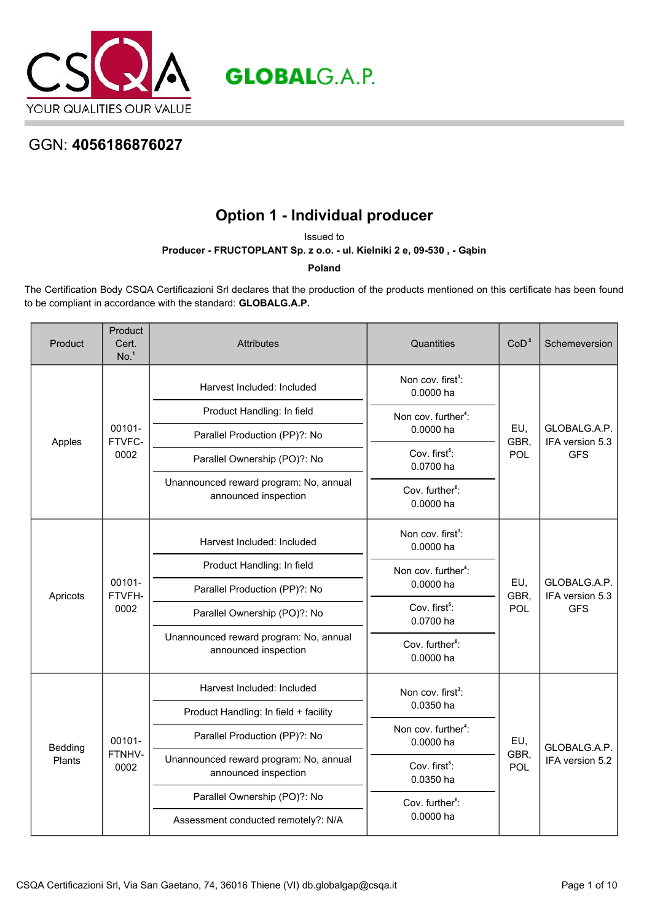CSQA
YOUR QUALITIES OUR VALUE

GLOBALG.A.P.

GGN: **4056186876027**

## Option 1 - Individual producer

Issued to

**Producer - FRUCTOPLANT Sp. z o.o. - ul. Kielniki 2 e, 09-530 , - Gąbin**

**Poland**

The Certification Body CSQA Certificazioni Srl declares that the production of the products mentioned on this certificate has been found to be compliant in accordance with the standard: **GLOBALG.A.P.**

| Product | Product Cert. No.[1] | Attributes | Quantities | CoD[2] | Schemeversion |
|---|---|---|---|---|---|
| Apples | 00101-FTVFC-0002 | Harvest Included: Included<br>Product Handling: In field<br>Parallel Production (PP)?: No<br>Parallel Ownership (PO)?: No<br>Unannounced reward program: No, annual announced inspection | Non cov. first[3]: 0.0000 ha<br>Non cov. further[4]: 0.0000 ha<br>Cov. first[5]: 0.0700 ha<br>Cov. further[6]: 0.0000 ha | EU, GBR, POL | GLOBALG.A.P. IFA version 5.3 GFS |
| Apricots | 00101-FTVFH-0002 | Harvest Included: Included<br>Product Handling: In field<br>Parallel Production (PP)?: No<br>Parallel Ownership (PO)?: No<br>Unannounced reward program: No, annual announced inspection | Non cov. first[3]: 0.0000 ha<br>Non cov. further[4]: 0.0000 ha<br>Cov. first[5]: 0.0700 ha<br>Cov. further[6]: 0.0000 ha | EU, GBR, POL | GLOBALG.A.P. IFA version 5.3 GFS |
| Bedding Plants | 00101-FTNHV-0002 | Harvest Included: Included<br>Product Handling: In field + facility<br>Parallel Production (PP)?: No<br>Unannounced reward program: No, annual announced inspection<br>Parallel Ownership (PO)?: No<br>Assessment conducted remotely?: N/A | Non cov. first[3]: 0.0350 ha<br>Non cov. further[4]: 0.0000 ha<br>Cov. first[5]: 0.0350 ha<br>Cov. further[6]: 0.0000 ha | EU, GBR, POL | GLOBALG.A.P. IFA version 5.2 |

CSQA Certificazioni Srl, Via San Gaetano, 74, 36016 Thiene (VI) db.globalgap@csqa.it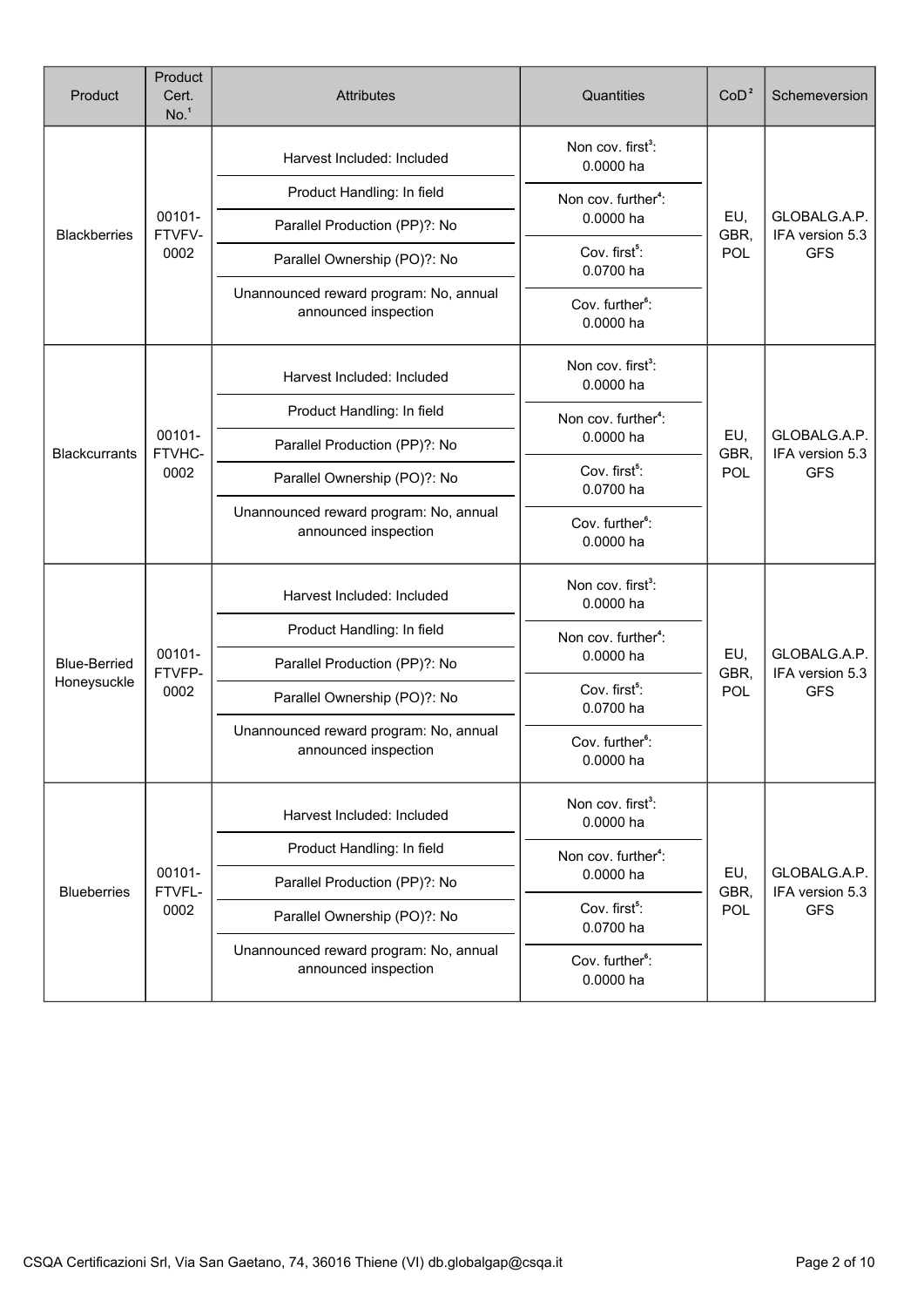| Product | Product Cert. No.[1] | Attributes | Quantities | CoD[2] | Schemeversion |
|---|---|---|---|---|---|
| Blackberries | 00101-FTVFV-0002 | Harvest Included: Included<br>Product Handling: In field<br>Parallel Production (PP)?: No<br>Parallel Ownership (PO)?: No<br>Unannounced reward program: No, annual announced inspection | Non cov. first[3]: 0.0000 ha<br>Non cov. further[4]: 0.0000 ha<br>Cov. first[5]: 0.0700 ha<br>Cov. further[6]: 0.0000 ha | EU, GBR, POL | GLOBALG.A.P. IFA version 5.3 GFS |
| Blackcurrants | 00101-FTVHC-0002 | Harvest Included: Included<br>Product Handling: In field<br>Parallel Production (PP)?: No<br>Parallel Ownership (PO)?: No<br>Unannounced reward program: No, annual announced inspection | Non cov. first[3]: 0.0000 ha<br>Non cov. further[4]: 0.0000 ha<br>Cov. first[5]: 0.0700 ha<br>Cov. further[6]: 0.0000 ha | EU, GBR, POL | GLOBALG.A.P. IFA version 5.3 GFS |
| Blue-Berried Honeysuckle | 00101-FTVFP-0002 | Harvest Included: Included<br>Product Handling: In field<br>Parallel Production (PP)?: No<br>Parallel Ownership (PO)?: No<br>Unannounced reward program: No, annual announced inspection | Non cov. first[3]: 0.0000 ha<br>Non cov. further[4]: 0.0000 ha<br>Cov. first[5]: 0.0700 ha<br>Cov. further[6]: 0.0000 ha | EU, GBR, POL | GLOBALG.A.P. IFA version 5.3 GFS |
| Blueberries | 00101-FTVFL-0002 | Harvest Included: Included<br>Product Handling: In field<br>Parallel Production (PP)?: No<br>Parallel Ownership (PO)?: No<br>Unannounced reward program: No, annual announced inspection | Non cov. first[3]: 0.0000 ha<br>Non cov. further[4]: 0.0000 ha<br>Cov. first[5]: 0.0700 ha<br>Cov. further[6]: 0.0000 ha | EU, GBR, POL | GLOBALG.A.P. IFA version 5.3 GFS |

CSQA Certificazioni Srl, Via San Gaetano, 74, 36016 Thiene (VI) db.globalgap@csqa.it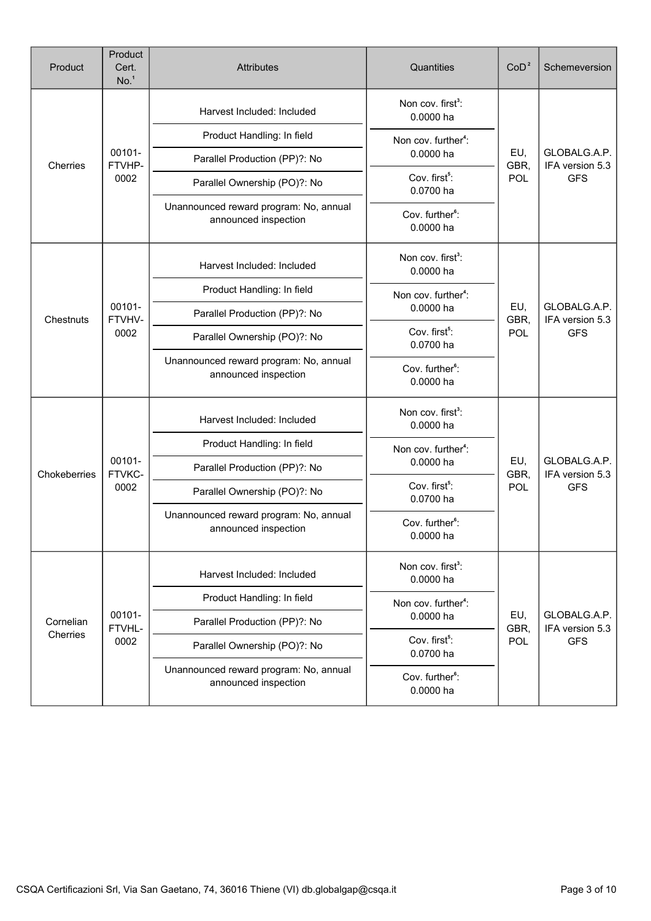| Product | Product Cert. No.[1] | Attributes | Quantities | CoD[2] | Schemeversion |
|---|---|---|---|---|---|
| Cherries | 00101-FTVHP-0002 | Harvest Included: Included<br>Product Handling: In field<br>Parallel Production (PP)?: No<br>Parallel Ownership (PO)?: No<br>Unannounced reward program: No, annual announced inspection | Non cov. first[3]: 0.0000 ha<br>Non cov. further[4]: 0.0000 ha<br>Cov. first[5]: 0.0700 ha<br>Cov. further[6]: 0.0000 ha | EU, GBR, POL | GLOBALG.A.P. IFA version 5.3 GFS |
| Chestnuts | 00101-FTVHV-0002 | Harvest Included: Included<br>Product Handling: In field<br>Parallel Production (PP)?: No<br>Parallel Ownership (PO)?: No<br>Unannounced reward program: No, annual announced inspection | Non cov. first[3]: 0.0000 ha<br>Non cov. further[4]: 0.0000 ha<br>Cov. first[5]: 0.0700 ha<br>Cov. further[6]: 0.0000 ha | EU, GBR, POL | GLOBALG.A.P. IFA version 5.3 GFS |
| Chokeberries | 00101-FTVKC-0002 | Harvest Included: Included<br>Product Handling: In field<br>Parallel Production (PP)?: No<br>Parallel Ownership (PO)?: No<br>Unannounced reward program: No, annual announced inspection | Non cov. first[3]: 0.0000 ha<br>Non cov. further[4]: 0.0000 ha<br>Cov. first[5]: 0.0700 ha<br>Cov. further[6]: 0.0000 ha | EU, GBR, POL | GLOBALG.A.P. IFA version 5.3 GFS |
| Cornelian Cherries | 00101-FTVHL-0002 | Harvest Included: Included<br>Product Handling: In field<br>Parallel Production (PP)?: No<br>Parallel Ownership (PO)?: No<br>Unannounced reward program: No, annual announced inspection | Non cov. first[3]: 0.0000 ha<br>Non cov. further[4]: 0.0000 ha<br>Cov. first[5]: 0.0700 ha<br>Cov. further[6]: 0.0000 ha | EU, GBR, POL | GLOBALG.A.P. IFA version 5.3 GFS |

CSQA Certificazioni Srl, Via San Gaetano, 74, 36016 Thiene (VI) db.globalgap@csqa.it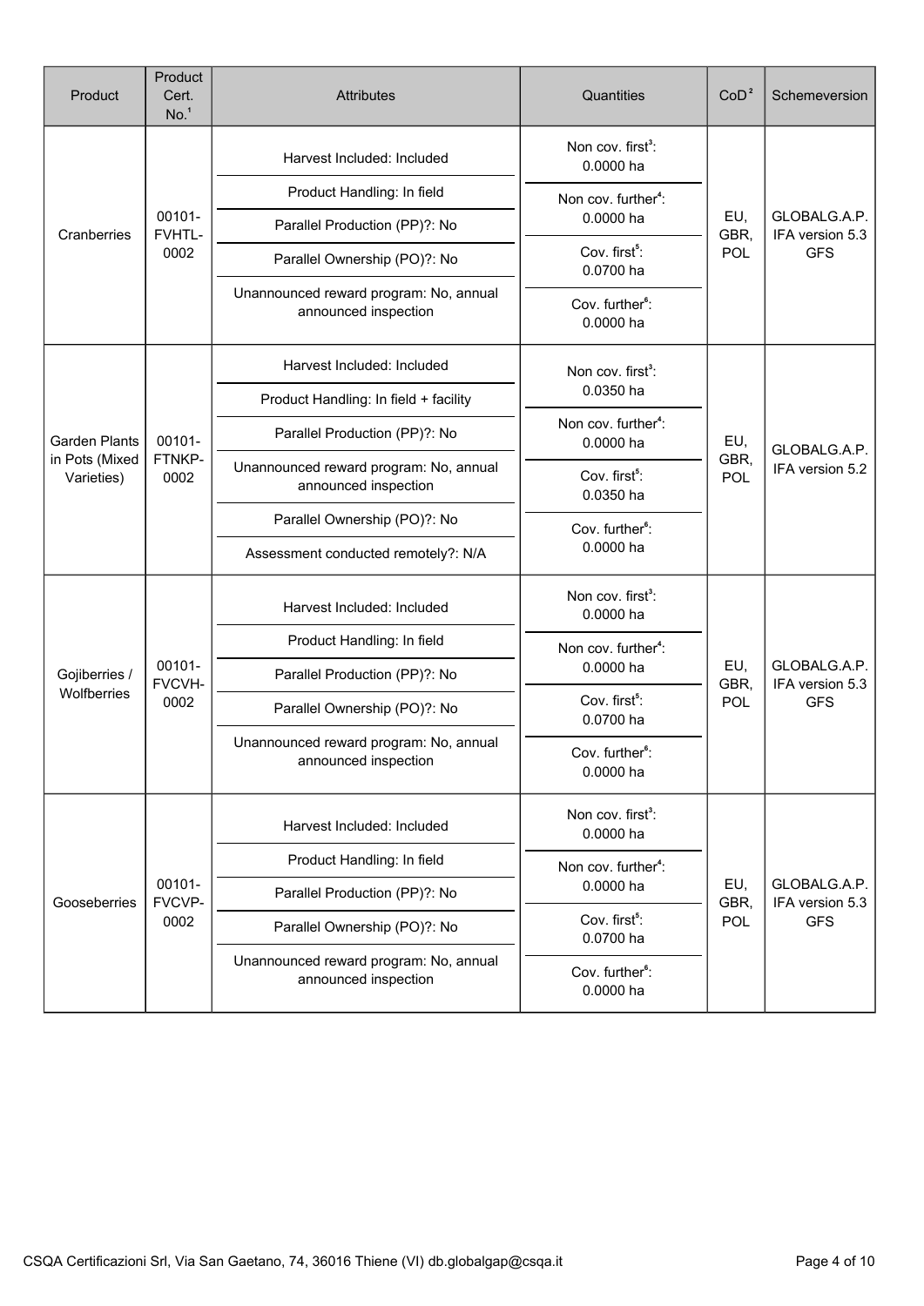| Product | Product Cert. No.[1] | Attributes | Quantities | CoD[2] | Schemeversion |
|---|---|---|---|---|---|
| Cranberries | 00101-FVHTL-0002 | Harvest Included: Included<br>Product Handling: In field<br>Parallel Production (PP)?: No<br>Parallel Ownership (PO)?: No<br>Unannounced reward program: No, annual announced inspection | Non cov. first[3]: 0.0000 ha<br>Non cov. further[4]: 0.0000 ha<br>Cov. first[5]: 0.0700 ha<br>Cov. further[6]: 0.0000 ha | EU, GBR, POL | GLOBALG.A.P. IFA version 5.3 GFS |
| Garden Plants in Pots (Mixed Varieties) | 00101-FTNKP-0002 | Harvest Included: Included<br>Product Handling: In field + facility<br>Parallel Production (PP)?: No<br>Unannounced reward program: No, annual announced inspection<br>Parallel Ownership (PO)?: No<br>Assessment conducted remotely?: N/A | Non cov. first[3]: 0.0350 ha<br>Non cov. further[4]: 0.0000 ha<br>Cov. first[5]: 0.0350 ha<br>Cov. further[6]: 0.0000 ha | EU, GBR, POL | GLOBALG.A.P. IFA version 5.2 |
| Gojiberries / Wolfberries | 00101-FVCVH-0002 | Harvest Included: Included<br>Product Handling: In field<br>Parallel Production (PP)?: No<br>Parallel Ownership (PO)?: No<br>Unannounced reward program: No, annual announced inspection | Non cov. first[3]: 0.0000 ha<br>Non cov. further[4]: 0.0000 ha<br>Cov. first[5]: 0.0700 ha<br>Cov. further[6]: 0.0000 ha | EU, GBR, POL | GLOBALG.A.P. IFA version 5.3 GFS |
| Gooseberries | 00101-FVCVP-0002 | Harvest Included: Included<br>Product Handling: In field<br>Parallel Production (PP)?: No<br>Parallel Ownership (PO)?: No<br>Unannounced reward program: No, annual announced inspection | Non cov. first[3]: 0.0000 ha<br>Non cov. further[4]: 0.0000 ha<br>Cov. first[5]: 0.0700 ha<br>Cov. further[6]: 0.0000 ha | EU, GBR, POL | GLOBALG.A.P. IFA version 5.3 GFS |

CSQA Certificazioni Srl, Via San Gaetano, 74, 36016 Thiene (VI) db.globalgap@csqa.it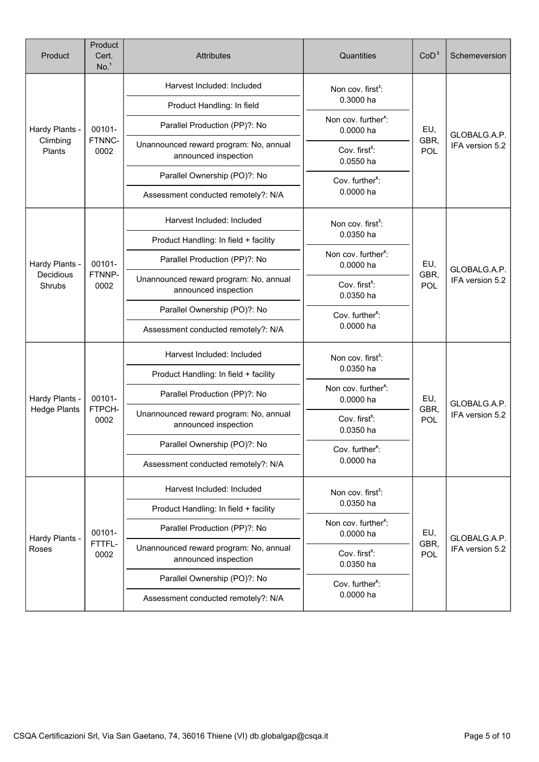| Product | Product Cert. No.[1] | Attributes | Quantities | CoD[2] | Schemeversion |
|---|---|---|---|---|---|
| Hardy Plants - Climbing Plants | 00101-FTNNC-0002 | Harvest Included: Included<br>Product Handling: In field<br>Parallel Production (PP)?: No<br>Unannounced reward program: No, annual announced inspection<br>Parallel Ownership (PO)?: No<br>Assessment conducted remotely?: N/A | Non cov. first[3]: 0.3000 ha<br>Non cov. further[4]: 0.0000 ha<br>Cov. first[5]: 0.0550 ha<br>Cov. further[6]: 0.0000 ha | EU, GBR, POL | GLOBALG.A.P. IFA version 5.2 |
| Hardy Plants - Decidious Shrubs | 00101-FTNNP-0002 | Harvest Included: Included<br>Product Handling: In field + facility<br>Parallel Production (PP)?: No<br>Unannounced reward program: No, annual announced inspection<br>Parallel Ownership (PO)?: No<br>Assessment conducted remotely?: N/A | Non cov. first[3]: 0.0350 ha<br>Non cov. further[4]: 0.0000 ha<br>Cov. first[5]: 0.0350 ha<br>Cov. further[6]: 0.0000 ha | EU, GBR, POL | GLOBALG.A.P. IFA version 5.2 |
| Hardy Plants - Hedge Plants | 00101-FTPCH-0002 | Harvest Included: Included<br>Product Handling: In field + facility<br>Parallel Production (PP)?: No<br>Unannounced reward program: No, annual announced inspection<br>Parallel Ownership (PO)?: No<br>Assessment conducted remotely?: N/A | Non cov. first[3]: 0.0350 ha<br>Non cov. further[4]: 0.0000 ha<br>Cov. first[5]: 0.0350 ha<br>Cov. further[6]: 0.0000 ha | EU, GBR, POL | GLOBALG.A.P. IFA version 5.2 |
| Hardy Plants - Roses | 00101-FTTFL-0002 | Harvest Included: Included<br>Product Handling: In field + facility<br>Parallel Production (PP)?: No<br>Unannounced reward program: No, annual announced inspection<br>Parallel Ownership (PO)?: No<br>Assessment conducted remotely?: N/A | Non cov. first[3]: 0.0350 ha<br>Non cov. further[4]: 0.0000 ha<br>Cov. first[5]: 0.0350 ha<br>Cov. further[6]: 0.0000 ha | EU, GBR, POL | GLOBALG.A.P. IFA version 5.2 |

CSQA Certificazioni Srl, Via San Gaetano, 74, 36016 Thiene (VI) db.globalgap@csqa.it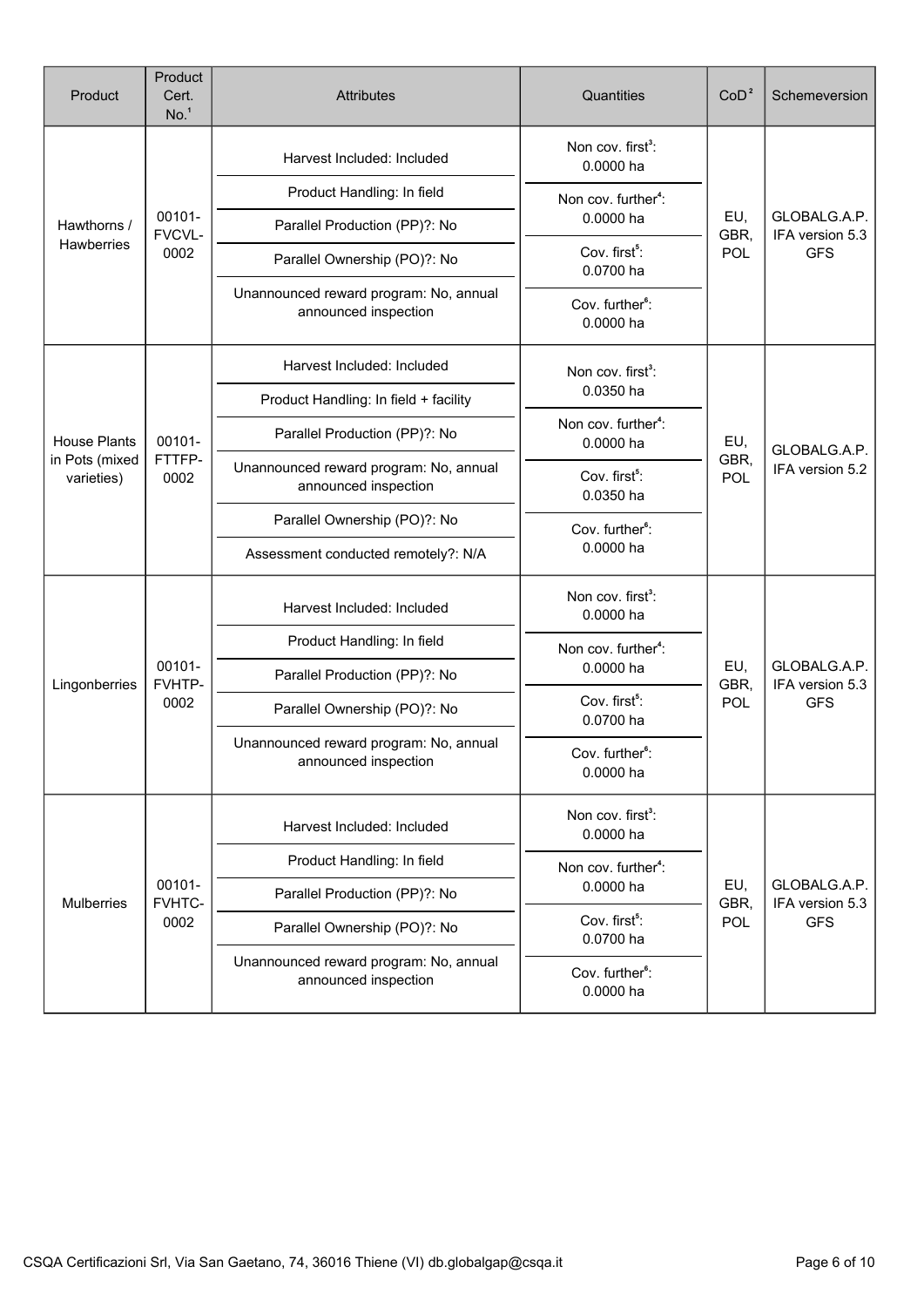| Product | Product Cert. No.[1] | Attributes | Quantities | CoD[2] | Schemeversion |
|---|---|---|---|---|---|
| Hawthorns / Hawberries | 00101-FVCVL-0002 | Harvest Included: Included<br>Product Handling: In field<br>Parallel Production (PP)?: No<br>Parallel Ownership (PO)?: No<br>Unannounced reward program: No, annual announced inspection | Non cov. first[3]: 0.0000 ha<br>Non cov. further[4]: 0.0000 ha<br>Cov. first[5]: 0.0700 ha<br>Cov. further[6]: 0.0000 ha | EU, GBR, POL | GLOBALG.A.P. IFA version 5.3 GFS |
| House Plants in Pots (mixed varieties) | 00101-FTTFP-0002 | Harvest Included: Included<br>Product Handling: In field + facility<br>Parallel Production (PP)?: No<br>Unannounced reward program: No, annual announced inspection<br>Parallel Ownership (PO)?: No<br>Assessment conducted remotely?: N/A | Non cov. first[3]: 0.0350 ha<br>Non cov. further[4]: 0.0000 ha<br>Cov. first[5]: 0.0350 ha<br>Cov. further[6]: 0.0000 ha | EU, GBR, POL | GLOBALG.A.P. IFA version 5.2 |
| Lingonberries | 00101-FVHTP-0002 | Harvest Included: Included<br>Product Handling: In field<br>Parallel Production (PP)?: No<br>Parallel Ownership (PO)?: No<br>Unannounced reward program: No, annual announced inspection | Non cov. first[3]: 0.0000 ha<br>Non cov. further[4]: 0.0000 ha<br>Cov. first[5]: 0.0700 ha<br>Cov. further[6]: 0.0000 ha | EU, GBR, POL | GLOBALG.A.P. IFA version 5.3 GFS |
| Mulberries | 00101-FVHTC-0002 | Harvest Included: Included<br>Product Handling: In field<br>Parallel Production (PP)?: No<br>Parallel Ownership (PO)?: No<br>Unannounced reward program: No, annual announced inspection | Non cov. first[3]: 0.0000 ha<br>Non cov. further[4]: 0.0000 ha<br>Cov. first[5]: 0.0700 ha<br>Cov. further[6]: 0.0000 ha | EU, GBR, POL | GLOBALG.A.P. IFA version 5.3 GFS |

CSQA Certificazioni Srl, Via San Gaetano, 74, 36016 Thiene (VI) db.globalgap@csqa.it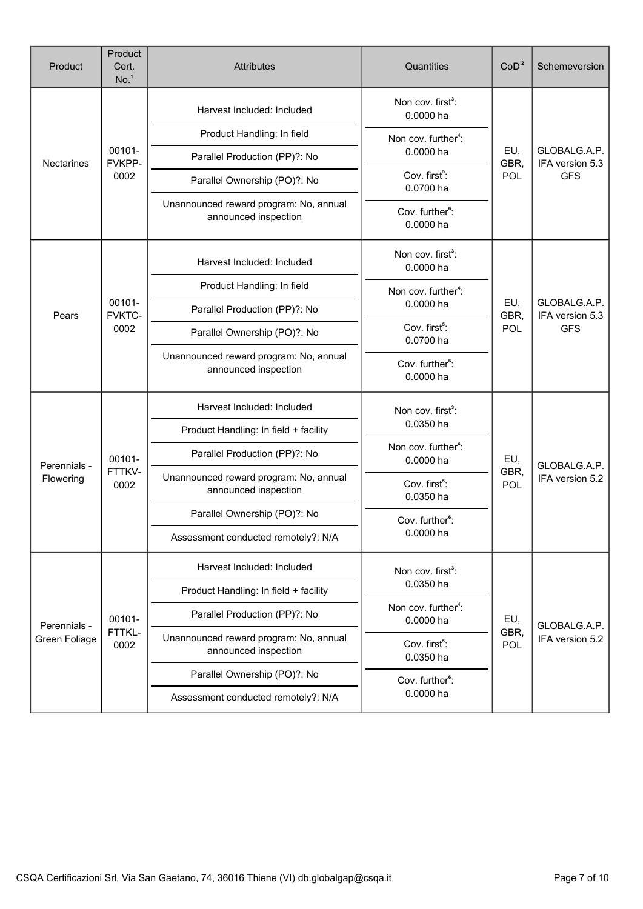| Product | Product Cert. No.[1] | Attributes | Quantities | CoD[2] | Schemeversion |
|---|---|---|---|---|---|
| Nectarines | 00101-FVKPP-0002 | Harvest Included: Included<br>Product Handling: In field<br>Parallel Production (PP)?: No<br>Parallel Ownership (PO)?: No<br>Unannounced reward program: No, annual announced inspection | Non cov. first[3]: 0.0000 ha<br>Non cov. further[4]: 0.0000 ha<br>Cov. first[5]: 0.0700 ha<br>Cov. further[6]: 0.0000 ha | EU, GBR, POL | GLOBALG.A.P. IFA version 5.3 GFS |
| Pears | 00101-FVKTC-0002 | Harvest Included: Included<br>Product Handling: In field<br>Parallel Production (PP)?: No<br>Parallel Ownership (PO)?: No<br>Unannounced reward program: No, annual announced inspection | Non cov. first[3]: 0.0000 ha<br>Non cov. further[4]: 0.0000 ha<br>Cov. first[5]: 0.0700 ha<br>Cov. further[6]: 0.0000 ha | EU, GBR, POL | GLOBALG.A.P. IFA version 5.3 GFS |
| Perennials - Flowering | 00101-FTTKV-0002 | Harvest Included: Included<br>Product Handling: In field + facility<br>Parallel Production (PP)?: No<br>Unannounced reward program: No, annual announced inspection<br>Parallel Ownership (PO)?: No<br>Assessment conducted remotely?: N/A | Non cov. first[3]: 0.0350 ha<br>Non cov. further[4]: 0.0000 ha<br>Cov. first[5]: 0.0350 ha<br>Cov. further[6]: 0.0000 ha | EU, GBR, POL | GLOBALG.A.P. IFA version 5.2 |
| Perennials - Green Foliage | 00101-FTTKL-0002 | Harvest Included: Included<br>Product Handling: In field + facility<br>Parallel Production (PP)?: No<br>Unannounced reward program: No, annual announced inspection<br>Parallel Ownership (PO)?: No<br>Assessment conducted remotely?: N/A | Non cov. first[3]: 0.0350 ha<br>Non cov. further[4]: 0.0000 ha<br>Cov. first[5]: 0.0350 ha<br>Cov. further[6]: 0.0000 ha | EU, GBR, POL | GLOBALG.A.P. IFA version 5.2 |

CSQA Certificazioni Srl, Via San Gaetano, 74, 36016 Thiene (VI) db.globalgap@csqa.it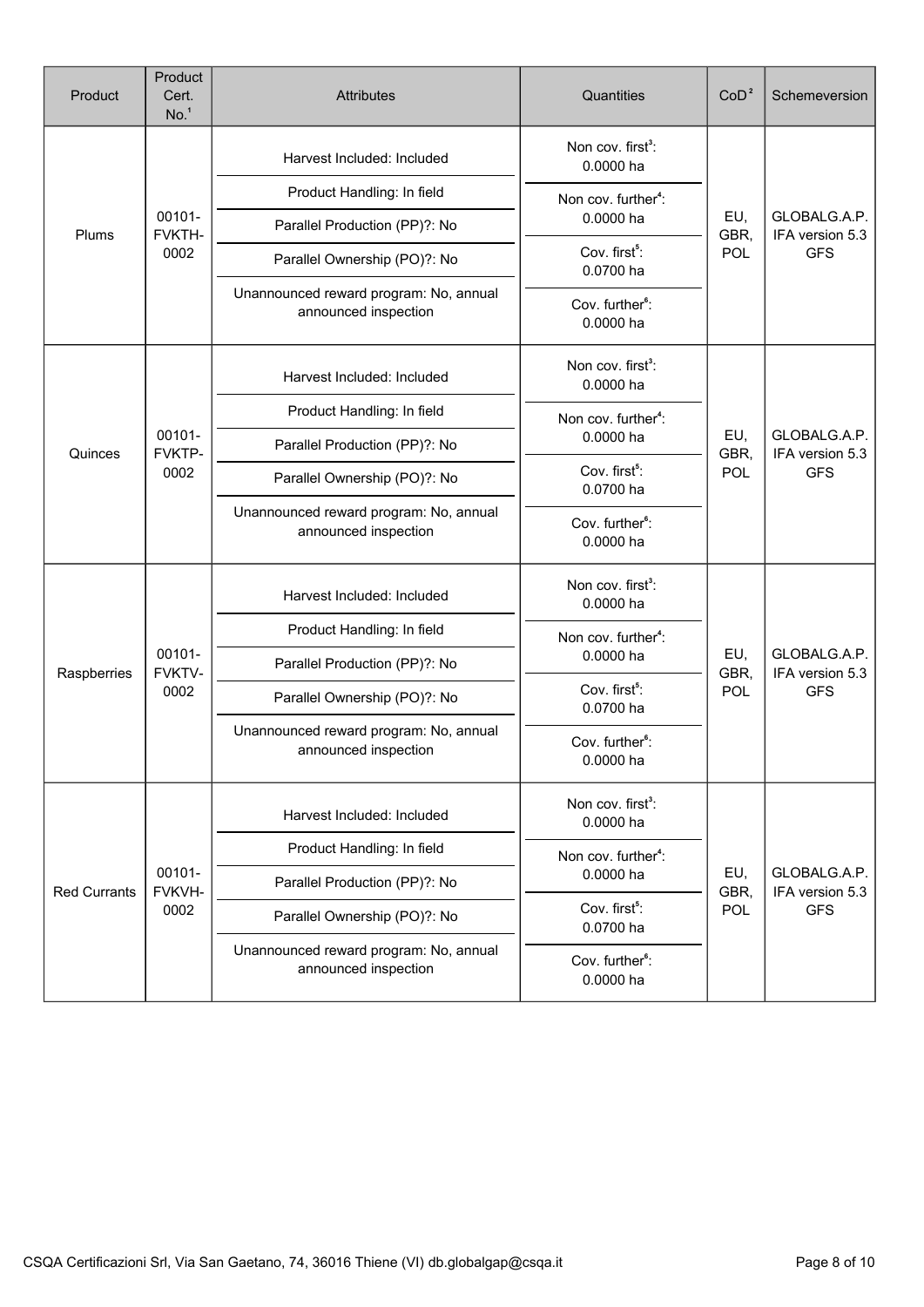| Product | Product Cert. No.[1] | Attributes | Quantities | CoD[2] | Schemeversion |
|---|---|---|---|---|---|
| Plums | 00101-FVKTH-0002 | Harvest Included: Included<br>Product Handling: In field<br>Parallel Production (PP)?: No<br>Parallel Ownership (PO)?: No<br>Unannounced reward program: No, annual announced inspection | Non cov. first[3]: 0.0000 ha<br>Non cov. further[4]: 0.0000 ha<br>Cov. first[5]: 0.0700 ha<br>Cov. further[6]: 0.0000 ha | EU, GBR, POL | GLOBALG.A.P. IFA version 5.3 GFS |
| Quinces | 00101-FVKTP-0002 | Harvest Included: Included<br>Product Handling: In field<br>Parallel Production (PP)?: No<br>Parallel Ownership (PO)?: No<br>Unannounced reward program: No, annual announced inspection | Non cov. first[3]: 0.0000 ha<br>Non cov. further[4]: 0.0000 ha<br>Cov. first[5]: 0.0700 ha<br>Cov. further[6]: 0.0000 ha | EU, GBR, POL | GLOBALG.A.P. IFA version 5.3 GFS |
| Raspberries | 00101-FVKTV-0002 | Harvest Included: Included<br>Product Handling: In field<br>Parallel Production (PP)?: No<br>Parallel Ownership (PO)?: No<br>Unannounced reward program: No, annual announced inspection | Non cov. first[3]: 0.0000 ha<br>Non cov. further[4]: 0.0000 ha<br>Cov. first[5]: 0.0700 ha<br>Cov. further[6]: 0.0000 ha | EU, GBR, POL | GLOBALG.A.P. IFA version 5.3 GFS |
| Red Currants | 00101-FVKVH-0002 | Harvest Included: Included<br>Product Handling: In field<br>Parallel Production (PP)?: No<br>Parallel Ownership (PO)?: No<br>Unannounced reward program: No, annual announced inspection | Non cov. first[3]: 0.0000 ha<br>Non cov. further[4]: 0.0000 ha<br>Cov. first[5]: 0.0700 ha<br>Cov. further[6]: 0.0000 ha | EU, GBR, POL | GLOBALG.A.P. IFA version 5.3 GFS |

CSQA Certificazioni Srl, Via San Gaetano, 74, 36016 Thiene (VI) db.globalgap@csqa.it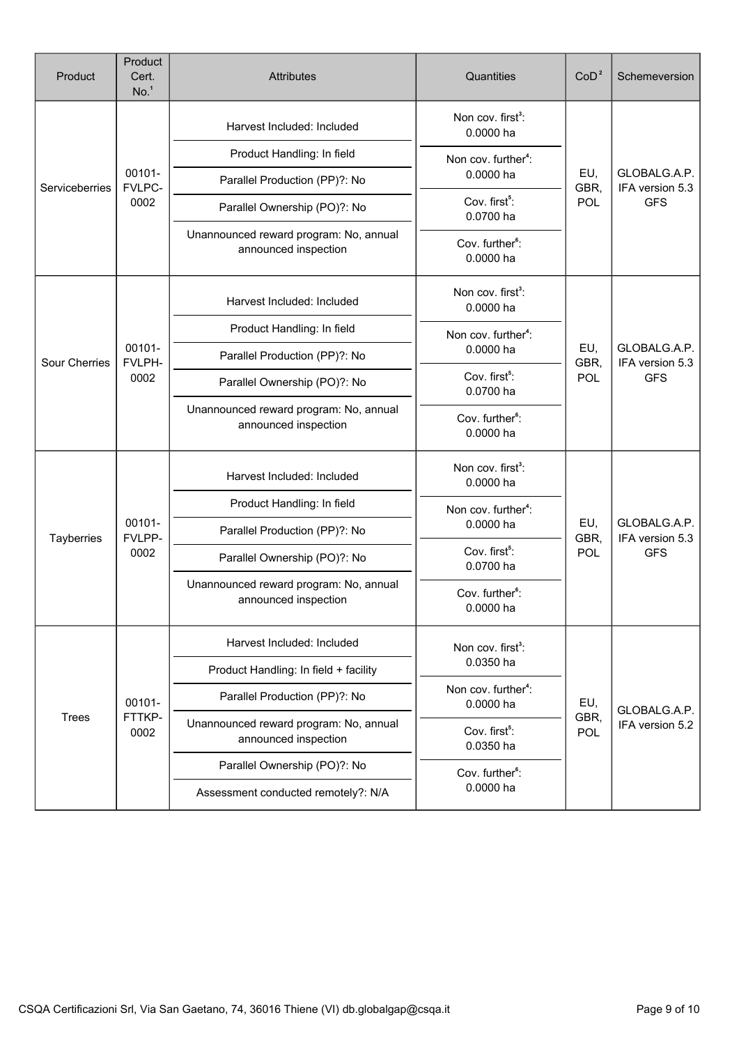| Product | Product Cert. No.[1] | Attributes | Quantities | CoD[2] | Schemeversion |
|---|---|---|---|---|---|
| Serviceberries | 00101-FVLPC-0002 | Harvest Included: Included<br>Product Handling: In field<br>Parallel Production (PP)?: No<br>Parallel Ownership (PO)?: No<br>Unannounced reward program: No, annual announced inspection | Non cov. first[3]: 0.0000 ha<br>Non cov. further[4]: 0.0000 ha<br>Cov. first[5]: 0.0700 ha<br>Cov. further[6]: 0.0000 ha | EU, GBR, POL | GLOBALG.A.P. IFA version 5.3 GFS |
| Sour Cherries | 00101-FVLPH-0002 | Harvest Included: Included<br>Product Handling: In field<br>Parallel Production (PP)?: No<br>Parallel Ownership (PO)?: No<br>Unannounced reward program: No, annual announced inspection | Non cov. first[3]: 0.0000 ha<br>Non cov. further[4]: 0.0000 ha<br>Cov. first[5]: 0.0700 ha<br>Cov. further[6]: 0.0000 ha | EU, GBR, POL | GLOBALG.A.P. IFA version 5.3 GFS |
| Tayberries | 00101-FVLPP-0002 | Harvest Included: Included<br>Product Handling: In field<br>Parallel Production (PP)?: No<br>Parallel Ownership (PO)?: No<br>Unannounced reward program: No, annual announced inspection | Non cov. first[3]: 0.0000 ha<br>Non cov. further[4]: 0.0000 ha<br>Cov. first[5]: 0.0700 ha<br>Cov. further[6]: 0.0000 ha | EU, GBR, POL | GLOBALG.A.P. IFA version 5.3 GFS |
| Trees | 00101-FTTKP-0002 | Harvest Included: Included<br>Product Handling: In field + facility<br>Parallel Production (PP)?: No<br>Unannounced reward program: No, annual announced inspection<br>Parallel Ownership (PO)?: No<br>Assessment conducted remotely?: N/A | Non cov. first[3]: 0.0350 ha<br>Non cov. further[4]: 0.0000 ha<br>Cov. first[5]: 0.0350 ha<br>Cov. further[6]: 0.0000 ha | EU, GBR, POL | GLOBALG.A.P. IFA version 5.2 |

CSQA Certificazioni Srl, Via San Gaetano, 74, 36016 Thiene (VI) db.globalgap@csqa.it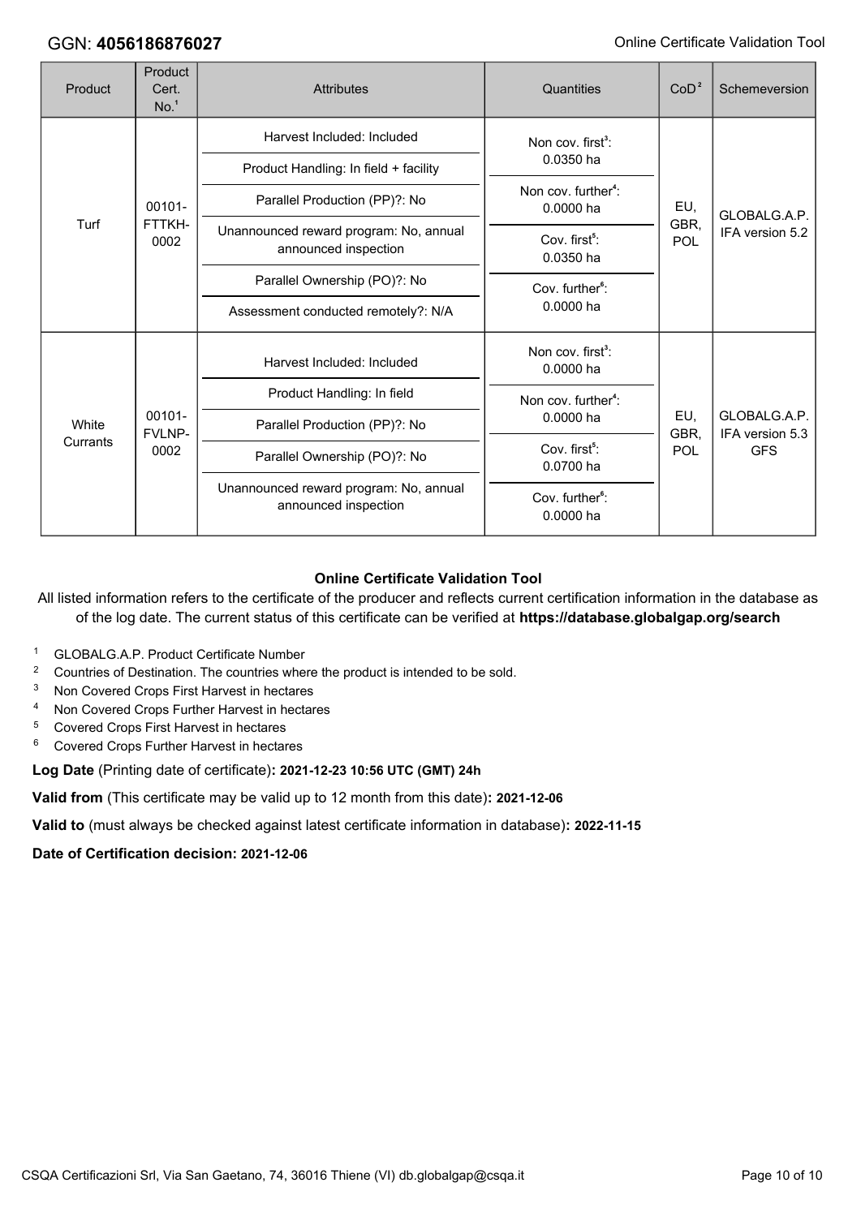GGN: **4056186876027**

| Product | Product Cert. No.[1] | Attributes | Quantities | CoD[2] | Schemeversion |
|---|---|---|---|---|---|
| Turf | 00101-FTTKH-0002 | Harvest Included: Included<br>Product Handling: In field + facility<br>Parallel Production (PP)?: No<br>Unannounced reward program: No, annual announced inspection<br>Parallel Ownership (PO)?: No<br>Assessment conducted remotely?: N/A | Non cov. first[3]: 0.0350 ha<br>Non cov. further[4]: 0.0000 ha<br>Cov. first[5]: 0.0350 ha<br>Cov. further[6]: 0.0000 ha | EU, GBR, POL | GLOBALG.A.P. IFA version 5.2 |
| White Currants | 00101-FVLNP-0002 | Harvest Included: Included<br>Product Handling: In field<br>Parallel Production (PP)?: No<br>Parallel Ownership (PO)?: No<br>Unannounced reward program: No, annual announced inspection | Non cov. first[3]: 0.0000 ha<br>Non cov. further[4]: 0.0000 ha<br>Cov. first[5]: 0.0700 ha<br>Cov. further[6]: 0.0000 ha | EU, GBR, POL | GLOBALG.A.P. IFA version 5.3 GFS |

**Online Certificate Validation Tool**

All listed information refers to the certificate of the producer and reflects current certification information in the database as of the log date. The current status of this certificate can be verified at **https://database.globalgap.org/search**

1. GLOBALG.A.P. Product Certificate Number
2. Countries of Destination. The countries where the product is intended to be sold.
3. Non Covered Crops First Harvest in hectares
4. Non Covered Crops Further Harvest in hectares
5. Covered Crops First Harvest in hectares
6. Covered Crops Further Harvest in hectares

**Log Date** (Printing date of certificate)**: 2021-12-23 10:56 UTC (GMT) 24h**

**Valid from** (This certificate may be valid up to 12 month from this date)**: 2021-12-06**

**Valid to** (must always be checked against latest certificate information in database)**: 2022-11-15**

**Date of Certification decision: 2021-12-06**

CSQA Certificazioni Srl, Via San Gaetano, 74, 36016 Thiene (VI) db.globalgap@csqa.it